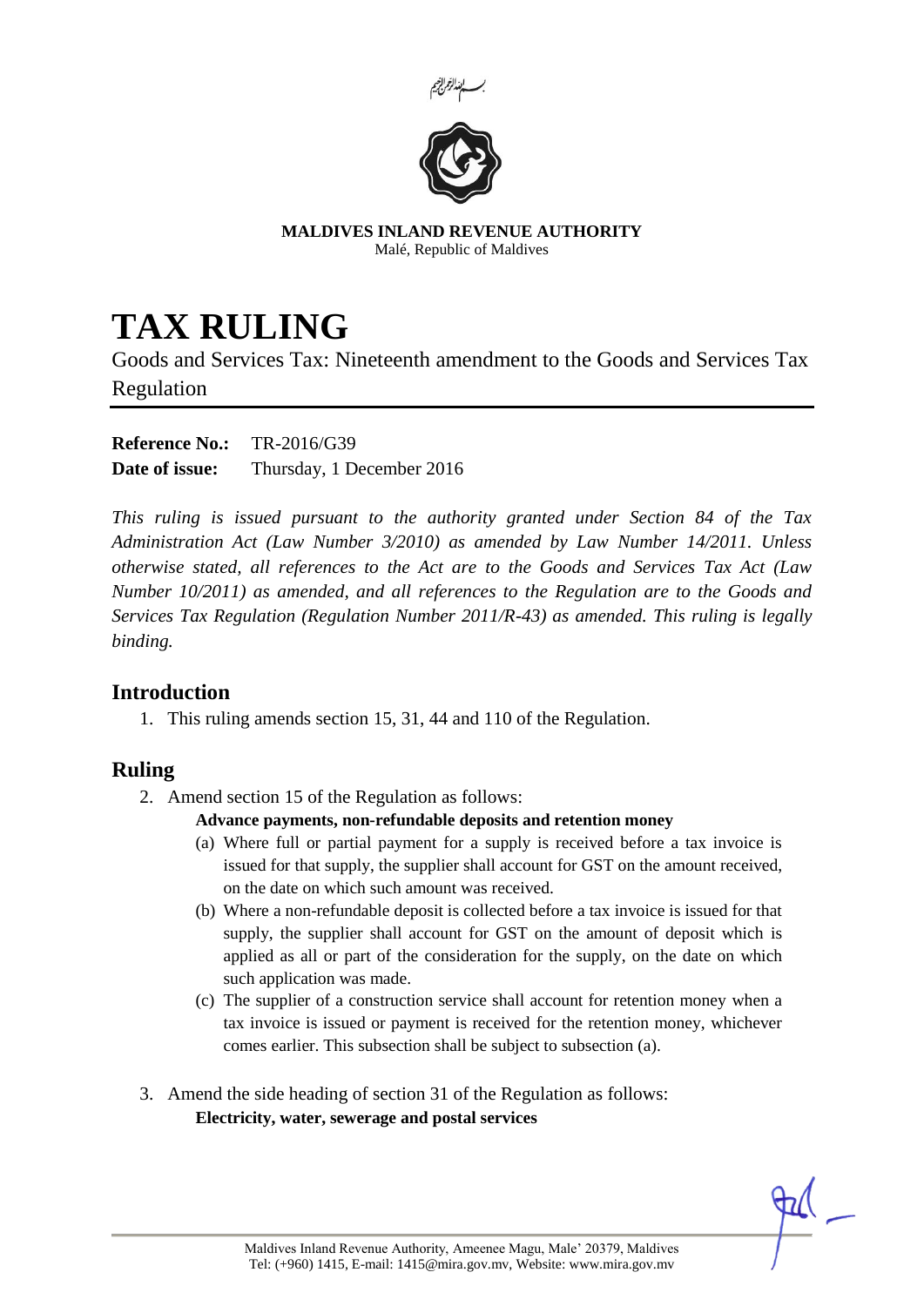بسم الله الرحمن الرحيم

**MALDIVES INLAND REVENUE AUTHORITY**
Malé, Republic of Maldives

# TAX RULING

Goods and Services Tax: Nineteenth amendment to the Goods and Services Tax Regulation

**Reference No.:** TR-2016/G39
**Date of issue:** Thursday, 1 December 2016

*This ruling is issued pursuant to the authority granted under Section 84 of the Tax Administration Act (Law Number 3/2010) as amended by Law Number 14/2011. Unless otherwise stated, all references to the Act are to the Goods and Services Tax Act (Law Number 10/2011) as amended, and all references to the Regulation are to the Goods and Services Tax Regulation (Regulation Number 2011/R-43) as amended. This ruling is legally binding.*

## Introduction

1. This ruling amends section 15, 31, 44 and 110 of the Regulation.

## Ruling

2. Amend section 15 of the Regulation as follows:

   **Advance payments, non-refundable deposits and retention money**

   (a) Where full or partial payment for a supply is received before a tax invoice is issued for that supply, the supplier shall account for GST on the amount received, on the date on which such amount was received.

   (b) Where a non-refundable deposit is collected before a tax invoice is issued for that supply, the supplier shall account for GST on the amount of deposit which is applied as all or part of the consideration for the supply, on the date on which such application was made.

   (c) The supplier of a construction service shall account for retention money when a tax invoice is issued or payment is received for the retention money, whichever comes earlier. This subsection shall be subject to subsection (a).

3. Amend the side heading of section 31 of the Regulation as follows:

   **Electricity, water, sewerage and postal services**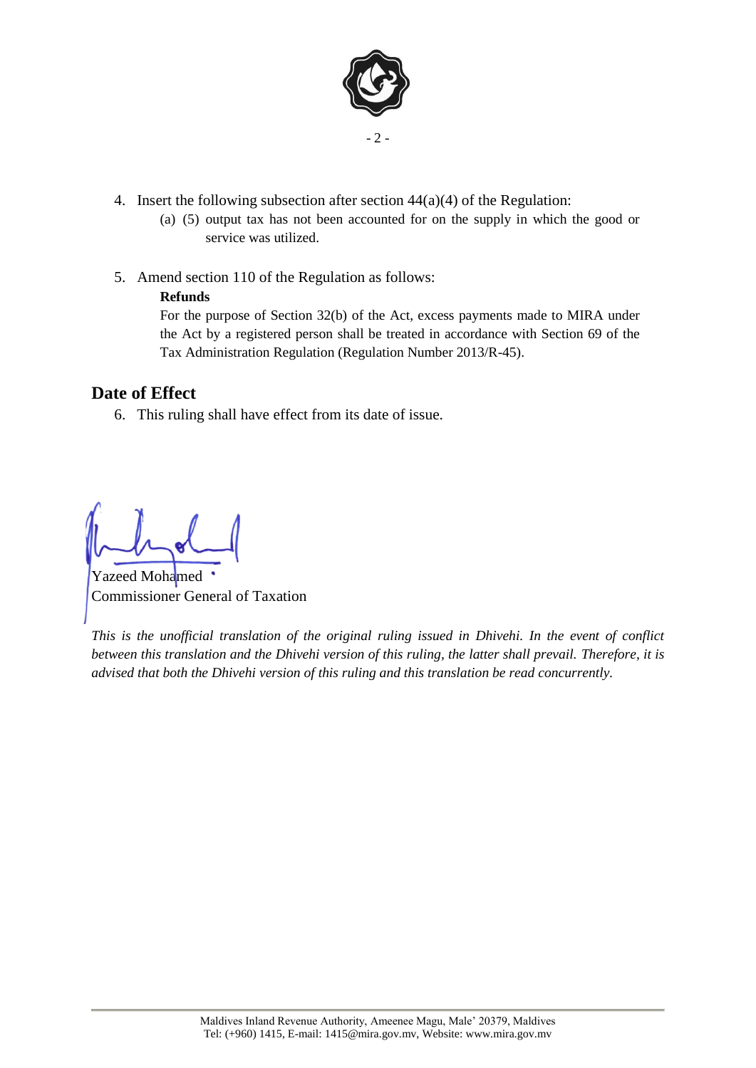4. Insert the following subsection after section 44(a)(4) of the Regulation:
   - (a) (5) output tax has not been accounted for on the supply in which the good or service was utilized.

5. Amend section 110 of the Regulation as follows:

   **Refunds**

   For the purpose of Section 32(b) of the Act, excess payments made to MIRA under the Act by a registered person shall be treated in accordance with Section 69 of the Tax Administration Regulation (Regulation Number 2013/R-45).

## Date of Effect

6. This ruling shall have effect from its date of issue.

Yazeed Mohamed
Commissioner General of Taxation

*This is the unofficial translation of the original ruling issued in Dhivehi. In the event of conflict between this translation and the Dhivehi version of this ruling, the latter shall prevail. Therefore, it is advised that both the Dhivehi version of this ruling and this translation be read concurrently.*

Maldives Inland Revenue Authority, Ameenee Magu, Male' 20379, Maldives
Tel: (+960) 1415, E-mail: 1415@mira.gov.mv, Website: www.mira.gov.mv